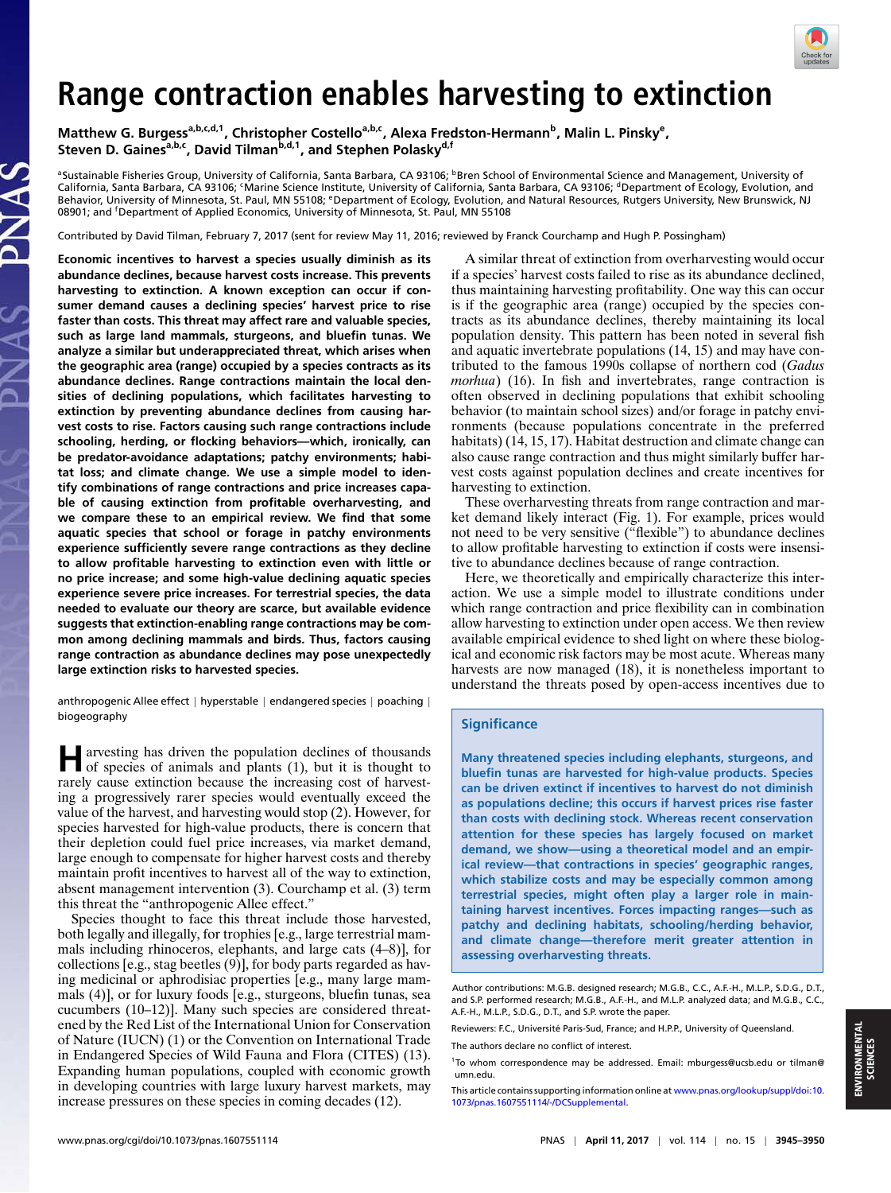# Range contraction enables harvesting to extinction

Matthew G. Burgess[a,b,c,d,1], Christopher Costello[a,b,c], Alexa Fredston-Hermann[b], Malin L. Pinsky[e], Steven D. Gaines[a,b,c], David Tilman[b,d,1], and Stephen Polasky[d,f]

[a]Sustainable Fisheries Group, University of California, Santa Barbara, CA 93106; [b]Bren School of Environmental Science and Management, University of California, Santa Barbara, CA 93106; [c]Marine Science Institute, University of California, Santa Barbara, CA 93106; [d]Department of Ecology, Evolution, and Behavior, University of Minnesota, St. Paul, MN 55108; [e]Department of Ecology, Evolution, and Natural Resources, Rutgers University, New Brunswick, NJ 08901; and [f]Department of Applied Economics, University of Minnesota, St. Paul, MN 55108

Contributed by David Tilman, February 7, 2017 (sent for review May 11, 2016; reviewed by Franck Courchamp and Hugh P. Possingham)

**Economic incentives to harvest a species usually diminish as its abundance declines, because harvest costs increase. This prevents harvesting to extinction. A known exception can occur if consumer demand causes a declining species' harvest price to rise faster than costs. This threat may affect rare and valuable species, such as large land mammals, sturgeons, and bluefin tunas. We analyze a similar but underappreciated threat, which arises when the geographic area (range) occupied by a species contracts as its abundance declines. Range contractions maintain the local densities of declining populations, which facilitates harvesting to extinction by preventing abundance declines from causing harvest costs to rise. Factors causing such range contractions include schooling, herding, or flocking behaviors—which, ironically, can be predator-avoidance adaptations; patchy environments; habitat loss; and climate change. We use a simple model to identify combinations of range contractions and price increases capable of causing extinction from profitable overharvesting, and we compare these to an empirical review. We find that some aquatic species that school or forage in patchy environments experience sufficiently severe range contractions as they decline to allow profitable harvesting to extinction even with little or no price increase; and some high-value declining aquatic species experience severe price increases. For terrestrial species, the data needed to evaluate our theory are scarce, but available evidence suggests that extinction-enabling range contractions may be common among declining mammals and birds. Thus, factors causing range contraction as abundance declines may pose unexpectedly large extinction risks to harvested species.**

anthropogenic Allee effect | hyperstable | endangered species | poaching | biogeography

Harvesting has driven the population declines of thousands of species of animals and plants (1), but it is thought to rarely cause extinction because the increasing cost of harvesting a progressively rarer species would eventually exceed the value of the harvest, and harvesting would stop (2). However, for species harvested for high-value products, there is concern that their depletion could fuel price increases, via market demand, large enough to compensate for higher harvest costs and thereby maintain profit incentives to harvest all of the way to extinction, absent management intervention (3). Courchamp et al. (3) term this threat the "anthropogenic Allee effect."

Species thought to face this threat include those harvested, both legally and illegally, for trophies [e.g., large terrestrial mammals including rhinoceros, elephants, and large cats (4–8)], for collections [e.g., stag beetles (9)], for body parts regarded as having medicinal or aphrodisiac properties [e.g., many large mammals (4)], or for luxury foods [e.g., sturgeons, bluefin tunas, sea cucumbers (10–12)]. Many such species are considered threatened by the Red List of the International Union for Conservation of Nature (IUCN) (1) or the Convention on International Trade in Endangered Species of Wild Fauna and Flora (CITES) (13). Expanding human populations, coupled with economic growth in developing countries with large luxury harvest markets, may increase pressures on these species in coming decades (12).

A similar threat of extinction from overharvesting would occur if a species' harvest costs failed to rise as its abundance declined, thus maintaining harvesting profitability. One way this can occur is if the geographic area (range) occupied by the species contracts as its abundance declines, thereby maintaining its local population density. This pattern has been noted in several fish and aquatic invertebrate populations (14, 15) and may have contributed to the famous 1990s collapse of northern cod (*Gadus morhua*) (16). In fish and invertebrates, range contraction is often observed in declining populations that exhibit schooling behavior (to maintain school sizes) and/or forage in patchy environments (because populations concentrate in the preferred habitats) (14, 15, 17). Habitat destruction and climate change can also cause range contraction and thus might similarly buffer harvest costs against population declines and create incentives for harvesting to extinction.

These overharvesting threats from range contraction and market demand likely interact (Fig. 1). For example, prices would not need to be very sensitive ("flexible") to abundance declines to allow profitable harvesting to extinction if costs were insensitive to abundance declines because of range contraction.

Here, we theoretically and empirically characterize this interaction. We use a simple model to illustrate conditions under which range contraction and price flexibility can in combination allow harvesting to extinction under open access. We then review available empirical evidence to shed light on where these biological and economic risk factors may be most acute. Whereas many harvests are now managed (18), it is nonetheless important to understand the threats posed by open-access incentives due to

## Significance

**Many threatened species including elephants, sturgeons, and bluefin tunas are harvested for high-value products. Species can be driven extinct if incentives to harvest do not diminish as populations decline; this occurs if harvest prices rise faster than costs with declining stock. Whereas recent conservation attention for these species has largely focused on market demand, we show—using a theoretical model and an empirical review—that contractions in species' geographic ranges, which stabilize costs and may be especially common among terrestrial species, might often play a larger role in maintaining harvest incentives. Forces impacting ranges—such as patchy and declining habitats, schooling/herding behavior, and climate change—therefore merit greater attention in assessing overharvesting threats.**

Author contributions: M.G.B. designed research; M.G.B., C.C., A.F.-H., M.L.P., S.D.G., D.T., and S.P. performed research; M.G.B., A.F.-H., and M.L.P. analyzed data; and M.G.B., C.C., A.F.-H., M.L.P., S.D.G., D.T., and S.P. wrote the paper.

Reviewers: F.C., Université Paris-Sud, France; and H.P.P., University of Queensland.

The authors declare no conflict of interest.

[1]To whom correspondence may be addressed. Email: mburgess@ucsb.edu or tilman@umn.edu.

This article contains supporting information online at www.pnas.org/lookup/suppl/doi:10.1073/pnas.1607551114/-/DCSupplemental.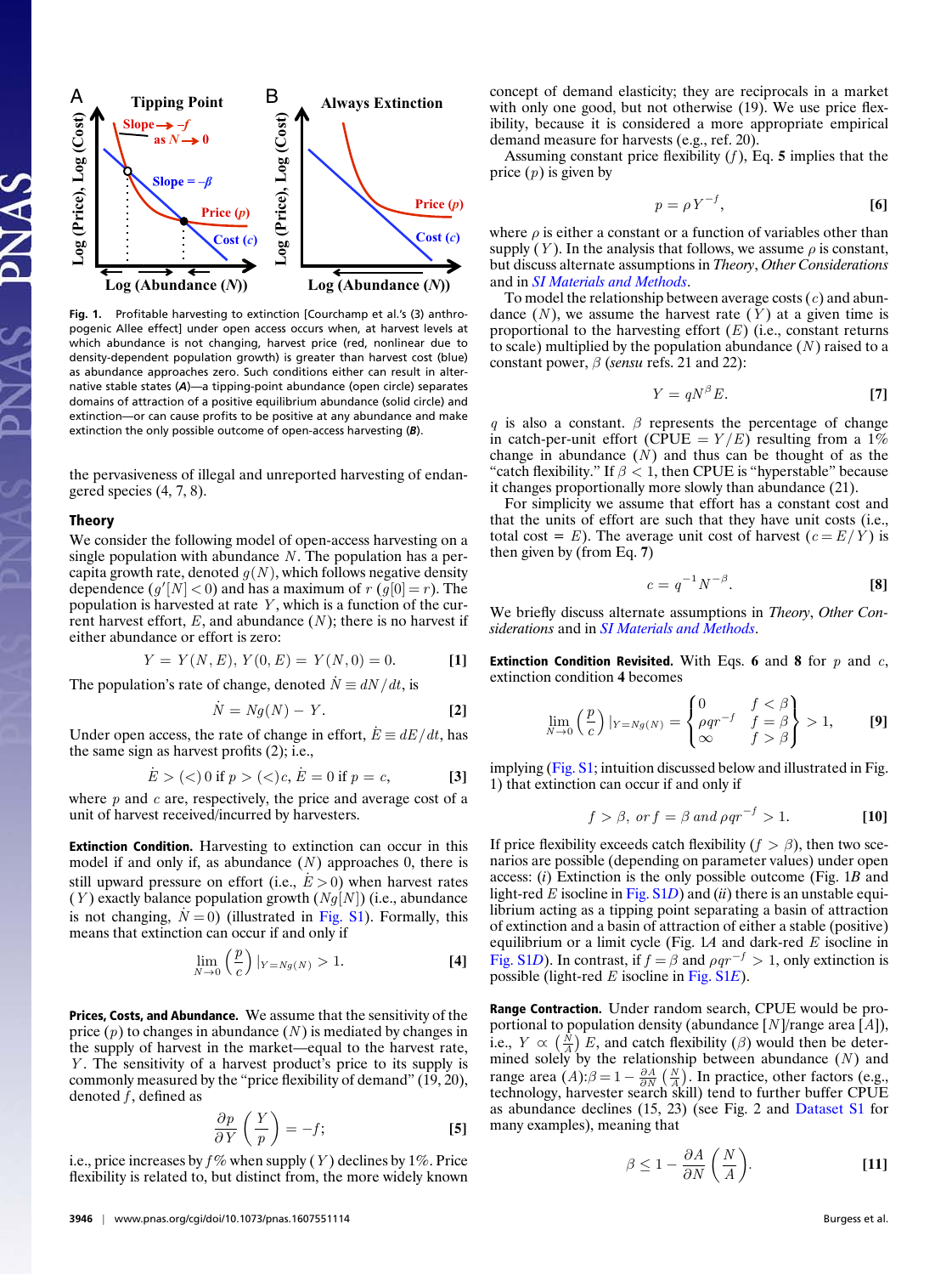**Fig. 1.** Profitable harvesting to extinction [Courchamp et al.'s (3) anthropogenic Allee effect] under open access occurs when, at harvest levels at which abundance is not changing, harvest price (red, nonlinear due to density-dependent population growth) is greater than harvest cost (blue) as abundance approaches zero. Such conditions either can result in alternative stable states (***A***)—a tipping-point abundance (open circle) separates domains of attraction of a positive equilibrium abundance (solid circle) and extinction—or can cause profits to be positive at any abundance and make extinction the only possible outcome of open-access harvesting (***B***).

the pervasiveness of illegal and unreported harvesting of endangered species (4, 7, 8).

## Theory

We consider the following model of open-access harvesting on a single population with abundance $N$. The population has a per-capita growth rate, denoted $g(N)$, which follows negative density dependence ($g'[N] < 0$) and has a maximum of $r$ ($g[0] = r$). The population is harvested at rate $Y$, which is a function of the current harvest effort, $E$, and abundance ($N$); there is no harvest if either abundance or effort is zero:

$$Y = Y(N, E), Y(0, E) = Y(N, 0) = 0. \quad [1]$$

The population's rate of change, denoted $\dot{N} \equiv dN/dt$, is

$$\dot{N} = Ng(N) - Y. \quad [2]$$

Under open access, the rate of change in effort, $\dot{E} \equiv dE/dt$, has the same sign as harvest profits (2); i.e.,

$$\dot{E} > (<) 0 \text{ if } p > (<) c, \dot{E} = 0 \text{ if } p = c, \quad [3]$$

where $p$ and $c$ are, respectively, the price and average cost of a unit of harvest received/incurred by harvesters.

**Extinction Condition.** Harvesting to extinction can occur in this model if and only if, as abundance ($N$) approaches 0, there is still upward pressure on effort (i.e., $\dot{E} > 0$) when harvest rates ($Y$) exactly balance population growth ($Ng[N]$) (i.e., abundance is not changing, $\dot{N} = 0$) (illustrated in Fig. S1). Formally, this means that extinction can occur if and only if

$$\lim_{N \to 0} \left(\frac{p}{c}\right) |_{Y = Ng(N)} > 1. \quad [4]$$

**Prices, Costs, and Abundance.** We assume that the sensitivity of the price ($p$) to changes in abundance ($N$) is mediated by changes in the supply of harvest in the market—equal to the harvest rate, $Y$. The sensitivity of a harvest product's price to its supply is commonly measured by the "price flexibility of demand" (19, 20), denoted $f$, defined as

$$\frac{\partial p}{\partial Y}\left(\frac{Y}{p}\right) = -f; \quad [5]$$

i.e., price increases by $f$% when supply ($Y$) declines by 1%. Price flexibility is related to, but distinct from, the more widely known concept of demand elasticity; they are reciprocals in a market with only one good, but not otherwise (19). We use price flexibility, because it is considered a more appropriate empirical demand measure for harvests (e.g., ref. 20).

Assuming constant price flexibility ($f$), Eq. **5** implies that the price ($p$) is given by

$$p = \rho Y^{-f}, \quad [6]$$

where $\rho$ is either a constant or a function of variables other than supply ($Y$). In the analysis that follows, we assume $\rho$ is constant, but discuss alternate assumptions in *Theory*, *Other Considerations* and in *SI Materials and Methods*.

To model the relationship between average costs ($c$) and abundance ($N$), we assume the harvest rate ($Y$) at a given time is proportional to the harvesting effort ($E$) (i.e., constant returns to scale) multiplied by the population abundance ($N$) raised to a constant power, $\beta$ (*sensu* refs. 21 and 22):

$$Y = qN^{\beta}E. \quad [7]$$

$q$ is also a constant. $\beta$ represents the percentage of change in catch-per-unit effort (CPUE $= Y/E$) resulting from a 1% change in abundance ($N$) and thus can be thought of as the "catch flexibility." If $\beta < 1$, then CPUE is "hyperstable" because it changes proportionally more slowly than abundance (21).

For simplicity we assume that effort has a constant cost and that the units of effort are such that they have unit costs (i.e., total cost $= E$). The average unit cost of harvest ($c = E/Y$) is then given by (from Eq. **7**)

$$c = q^{-1}N^{-\beta}. \quad [8]$$

We briefly discuss alternate assumptions in *Theory*, *Other Considerations* and in *SI Materials and Methods*.

**Extinction Condition Revisited.** With Eqs. **6** and **8** for $p$ and $c$, extinction condition **4** becomes

$$\lim_{N \to 0} \left(\frac{p}{c}\right) |_{Y = Ng(N)} = \begin{Bmatrix} 0 & f < \beta \\ \rho q r^{-f} & f = \beta \\ \infty & f > \beta \end{Bmatrix} > 1, \quad [9]$$

implying (Fig. S1; intuition discussed below and illustrated in Fig. 1) that extinction can occur if and only if

$$f > \beta, \text{ or } f = \beta \text{ and } \rho q r^{-f} > 1. \quad [10]$$

If price flexibility exceeds catch flexibility ($f > \beta$), then two scenarios are possible (depending on parameter values) under open access: (*i*) Extinction is the only possible outcome (Fig. 1*B* and light-red $E$ isocline in Fig. S1*D*) and (*ii*) there is an unstable equilibrium acting as a tipping point separating a basin of attraction of extinction and a basin of attraction of either a stable (positive) equilibrium or a limit cycle (Fig. 1*A* and dark-red $E$ isocline in Fig. S1*D*). In contrast, if $f = \beta$ and $\rho q r^{-f} > 1$, only extinction is possible (light-red $E$ isocline in Fig. S1*E*).

**Range Contraction.** Under random search, CPUE would be proportional to population density (abundance [$N$]/range area [$A$]), i.e., $Y \propto \left(\frac{N}{A}\right)E$, and catch flexibility ($\beta$) would then be determined solely by the relationship between abundance ($N$) and range area ($A$): $\beta = 1 - \frac{\partial A}{\partial N}\left(\frac{N}{A}\right)$. In practice, other factors (e.g., technology, harvester search skill) tend to further buffer CPUE as abundance declines (15, 23) (see Fig. 2 and Dataset S1 for many examples), meaning that

$$\beta \leq 1 - \frac{\partial A}{\partial N}\left(\frac{N}{A}\right). \quad [11]$$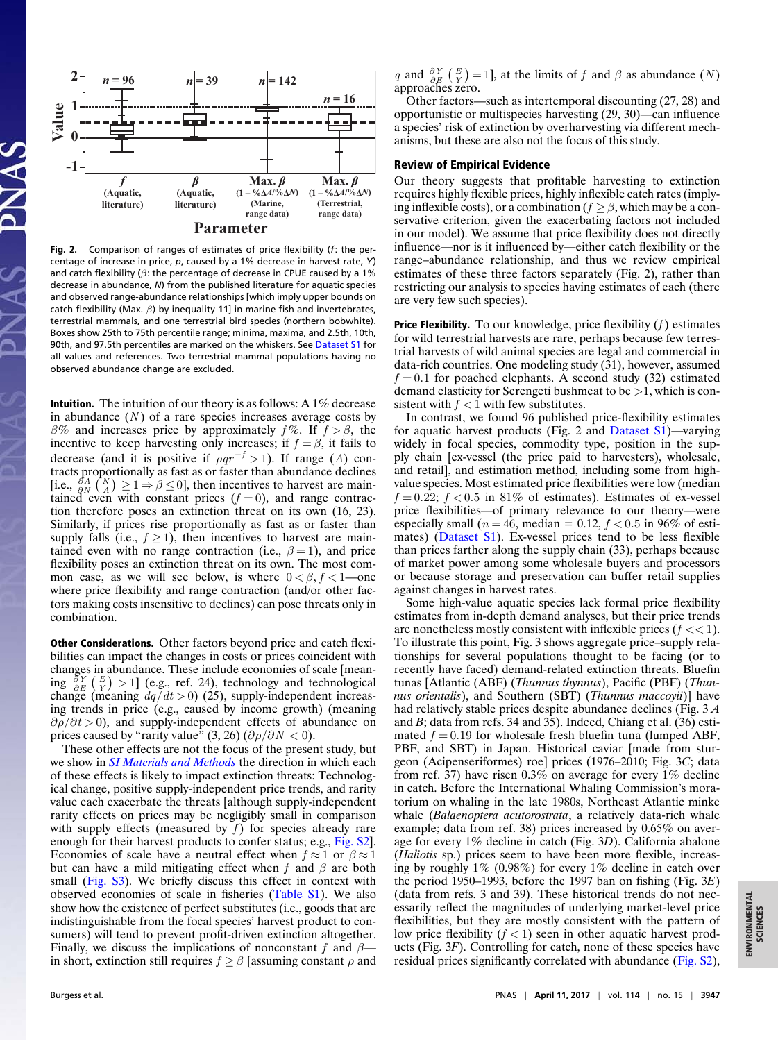Fig. 2. Comparison of ranges of estimates of price flexibility ($f$: the percentage of increase in price, $p$, caused by a 1% decrease in harvest rate, $Y$) and catch flexibility ($\beta$: the percentage of decrease in CPUE caused by a 1% decrease in abundance, $N$) from the published literature for aquatic species and observed range-abundance relationships [which imply upper bounds on catch flexibility (Max. $\beta$) by inequality **11**] in marine fish and invertebrates, terrestrial mammals, and one terrestrial bird species (northern bobwhite). Boxes show 25th to 75th percentile range; minima, maxima, and 2.5th, 10th, 90th, and 97.5th percentiles are marked on the whiskers. See Dataset S1 for all values and references. Two terrestrial mammal populations having no observed abundance change are excluded.

**Intuition.** The intuition of our theory is as follows: A 1% decrease in abundance ($N$) of a rare species increases average costs by $\beta$% and increases price by approximately $f$%. If $f > \beta$, the incentive to keep harvesting only increases; if $f = \beta$, it fails to decrease (and it is positive if $\rho q r^{-f} > 1$). If range ($A$) contracts proportionally as fast as or faster than abundance declines [i.e., $\frac{\partial A}{\partial N}\left(\frac{N}{A}\right) \geq 1 \Rightarrow \beta \leq 0$], then incentives to harvest are maintained even with constant prices ($f = 0$), and range contraction therefore poses an extinction threat on its own (16, 23). Similarly, if prices rise proportionally as fast as or faster than supply falls (i.e., $f \geq 1$), then incentives to harvest are maintained even with no range contraction (i.e., $\beta = 1$), and price flexibility poses an extinction threat on its own. The most common case, as we will see below, is where $0 < \beta, f < 1$—one where price flexibility and range contraction (and/or other factors making costs insensitive to declines) can pose threats only in combination.

**Other Considerations.** Other factors beyond price and catch flexibilities can impact the changes in costs or prices coincident with changes in abundance. These include economies of scale [meaning $\frac{\partial Y}{\partial E}\left(\frac{E}{Y}\right) > 1$] (e.g., ref. 24), technology and technological change (meaning $dq/dt > 0$) (25), supply-independent increasing trends in price (e.g., caused by income growth) (meaning $\partial\rho/\partial t > 0$), and supply-independent effects of abundance on prices caused by "rarity value" (3, 26) ($\partial\rho/\partial N < 0$).

These other effects are not the focus of the present study, but we show in *SI Materials and Methods* the direction in which each of these effects is likely to impact extinction threats: Technological change, positive supply-independent price trends, and rarity value each exacerbate the threats [although supply-independent rarity effects on prices may be negligibly small in comparison with supply effects (measured by $f$) for species already rare enough for their harvest products to confer status; e.g., Fig. S2]. Economies of scale have a neutral effect when $f \approx 1$ or $\beta \approx 1$ but can have a mild mitigating effect when $f$ and $\beta$ are both small (Fig. S3). We briefly discuss this effect in context with observed economies of scale in fisheries (Table S1). We also show how the existence of perfect substitutes (i.e., goods that are indistinguishable from the focal species' harvest product to consumers) will tend to prevent profit-driven extinction altogether. Finally, we discuss the implications of nonconstant $f$ and $\beta$—in short, extinction still requires $f \geq \beta$ [assuming constant $\rho$ and $q$ and $\frac{\partial Y}{\partial E}\left(\frac{E}{Y}\right) = 1$], at the limits of $f$ and $\beta$ as abundance ($N$) approaches zero.

Other factors—such as intertemporal discounting (27, 28) and opportunistic or multispecies harvesting (29, 30)—can influence a species' risk of extinction by overharvesting via different mechanisms, but these are also not the focus of this study.

## Review of Empirical Evidence

Our theory suggests that profitable harvesting to extinction requires highly flexible prices, highly inflexible catch rates (implying inflexible costs), or a combination ($f \geq \beta$, which may be a conservative criterion, given the exacerbating factors not included in our model). We assume that price flexibility does not directly influence—nor is it influenced by—either catch flexibility or the range–abundance relationship, and thus we review empirical estimates of these three factors separately (Fig. 2), rather than restricting our analysis to species having estimates of each (there are very few such species).

**Price Flexibility.** To our knowledge, price flexibility ($f$) estimates for wild terrestrial harvests are rare, perhaps because few terrestrial harvests of wild animal species are legal and commercial in data-rich countries. One modeling study (31), however, assumed $f = 0.1$ for poached elephants. A second study (32) estimated demand elasticity for Serengeti bushmeat to be >1, which is consistent with $f < 1$ with few substitutes.

In contrast, we found 96 published price-flexibility estimates for aquatic harvest products (Fig. 2 and Dataset S1)—varying widely in focal species, commodity type, position in the supply chain [ex-vessel (the price paid to harvesters), wholesale, and retail], and estimation method, and including some from high-value species. Most estimated price flexibilities were low (median $f = 0.22$; $f < 0.5$ in 81% of estimates). Estimates of ex-vessel price flexibilities—of primary relevance to our theory—were especially small ($n = 46$, median = 0.12, $f < 0.5$ in 96% of estimates) (Dataset S1). Ex-vessel prices tend to be less flexible than prices farther along the supply chain (33), perhaps because of market power among some wholesale buyers and processors or because storage and preservation can buffer retail supplies against changes in harvest rates.

Some high-value aquatic species lack formal price flexibility estimates from in-depth demand analyses, but their price trends are nonetheless mostly consistent with inflexible prices ($f << 1$). To illustrate this point, Fig. 3 shows aggregate price–supply relationships for several populations thought to be facing (or to recently have faced) demand-related extinction threats. Bluefin tunas [Atlantic (ABF) (*Thunnus thynnus*), Pacific (PBF) (*Thunnus orientalis*), and Southern (SBT) (*Thunnus maccoyii*)] have had relatively stable prices despite abundance declines (Fig. 3 *A* and *B*; data from refs. 34 and 35). Indeed, Chiang et al. (36) estimated $f = 0.19$ for wholesale fresh bluefin tuna (lumped ABF, PBF, and SBT) in Japan. Historical caviar [made from sturgeon (Acipenseriformes) roe] prices (1976–2010; Fig. 3*C*; data from ref. 37) have risen 0.3% on average for every 1% decline in catch. Before the International Whaling Commission's moratorium on whaling in the late 1980s, Northeast Atlantic minke whale (*Balaenoptera acutorostrata*, a relatively data-rich whale example; data from ref. 38) prices increased by 0.65% on average for every 1% decline in catch (Fig. 3*D*). California abalone (*Haliotis* sp.) prices seem to have been more flexible, increasing by roughly 1% (0.98%) for every 1% decline in catch over the period 1950–1993, before the 1997 ban on fishing (Fig. 3*E*) (data from refs. 3 and 39). These historical trends do not necessarily reflect the magnitudes of underlying market-level price flexibilities, but they are mostly consistent with the pattern of low price flexibility ($f < 1$) seen in other aquatic harvest products (Fig. 3*F*). Controlling for catch, none of these species have residual prices significantly correlated with abundance (Fig. S2),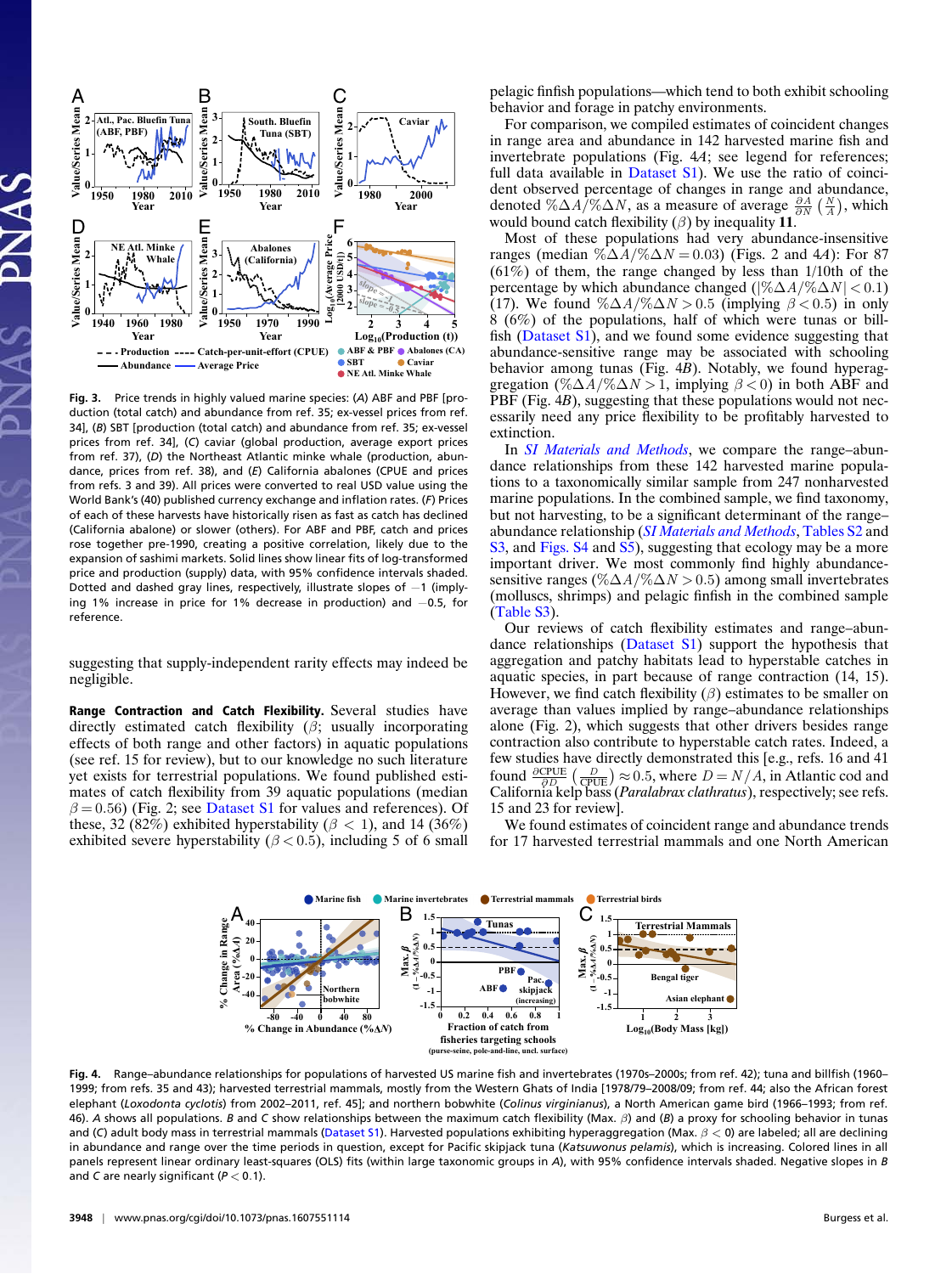Fig. 3. Price trends in highly valued marine species: (A) ABF and PBF [production (total catch) and abundance from ref. 35; ex-vessel prices from ref. 34], (B) SBT [production (total catch) and abundance from ref. 35; ex-vessel prices from ref. 34], (C) caviar (global production, average export prices from ref. 37), (D) the Northeast Atlantic minke whale (production, abundance, prices from ref. 38), and (E) California abalones (CPUE and prices from refs. 3 and 39). All prices were converted to real USD value using the World Bank's (40) published currency exchange and inflation rates. (F) Prices of each of these harvests have historically risen as fast as catch has declined (California abalone) or slower (others). For ABF and PBF, catch and prices rose together pre-1990, creating a positive correlation, likely due to the expansion of sashimi markets. Solid lines show linear fits of log-transformed price and production (supply) data, with 95% confidence intervals shaded. Dotted and dashed gray lines, respectively, illustrate slopes of −1 (implying 1% increase in price for 1% decrease in production) and −0.5, for reference.

suggesting that supply-independent rarity effects may indeed be negligible.

**Range Contraction and Catch Flexibility.** Several studies have directly estimated catch flexibility ($\beta$; usually incorporating effects of both range and other factors) in aquatic populations (see ref. 15 for review), but to our knowledge no such literature yet exists for terrestrial populations. We found published estimates of catch flexibility from 39 aquatic populations (median $\beta = 0.56$) (Fig. 2; see Dataset S1 for values and references). Of these, 32 (82%) exhibited hyperstability ($\beta < 1$), and 14 (36%) exhibited severe hyperstability ($\beta < 0.5$), including 5 of 6 small pelagic finfish populations—which tend to both exhibit schooling behavior and forage in patchy environments.

For comparison, we compiled estimates of coincident changes in range area and abundance in 142 harvested marine fish and invertebrate populations (Fig. 4A; see legend for references; full data available in Dataset S1). We use the ratio of coincident observed percentage of changes in range and abundance, denoted $\%\Delta A/\%\Delta N$, as a measure of average $\frac{\partial A}{\partial N}\left(\frac{N}{A}\right)$, which would bound catch flexibility ($\beta$) by inequality **11**.

Most of these populations had very abundance-insensitive ranges (median $\%\Delta A/\%\Delta N = 0.03$) (Figs. 2 and 4A): For 87 (61%) of them, the range changed by less than 1/10th of the percentage by which abundance changed ($|\%\Delta A/\%\Delta N| < 0.1$) (17). We found $\%\Delta A/\%\Delta N > 0.5$ (implying $\beta < 0.5$) in only 8 (6%) of the populations, half of which were tunas or billfish (Dataset S1), and we found some evidence suggesting that abundance-sensitive range may be associated with schooling behavior among tunas (Fig. 4B). Notably, we found hyperaggregation ($\%\Delta A/\%\Delta N > 1$, implying $\beta < 0$) in both ABF and PBF (Fig. 4B), suggesting that these populations would not necessarily need any price flexibility to be profitably harvested to extinction.

In *SI Materials and Methods*, we compare the range–abundance relationships from these 142 harvested marine populations to a taxonomically similar sample from 247 nonharvested marine populations. In the combined sample, we find taxonomy, but not harvesting, to be a significant determinant of the range–abundance relationship (*SI Materials and Methods*, Tables S2 and S3, and Figs. S4 and S5), suggesting that ecology may be a more important driver. We most commonly find highly abundance-sensitive ranges ($\%\Delta A/\%\Delta N > 0.5$) among small invertebrates (molluscs, shrimps) and pelagic finfish in the combined sample (Table S3).

Our reviews of catch flexibility estimates and range–abundance relationships (Dataset S1) support the hypothesis that aggregation and patchy habitats lead to hyperstable catches in aquatic species, in part because of range contraction (14, 15). However, we find catch flexibility ($\beta$) estimates to be smaller on average than values implied by range–abundance relationships alone (Fig. 2), which suggests that other drivers besides range contraction also contribute to hyperstable catch rates. Indeed, a few studies have directly demonstrated this [e.g., refs. 16 and 41 found $\frac{\partial \text{CPUE}}{\partial D}\left(\frac{D}{\text{CPUE}}\right) \approx 0.5$, where $D = N/A$, in Atlantic cod and California kelp bass (*Paralabrax clathratus*), respectively; see refs. 15 and 23 for review].

We found estimates of coincident range and abundance trends for 17 harvested terrestrial mammals and one North American

Fig. 4. Range–abundance relationships for populations of harvested US marine fish and invertebrates (1970s–2000s; from ref. 42); tuna and billfish (1960–1999; from refs. 35 and 43); harvested terrestrial mammals, mostly from the Western Ghats of India [1978/79–2008/09; from ref. 44; also the African forest elephant (*Loxodonta cyclotis*) from 2002–2011, ref. 45]; and northern bobwhite (*Colinus virginianus*), a North American game bird (1966–1993; from ref. 46). A shows all populations. B and C show relationships between the maximum catch flexibility (Max. $\beta$) and (B) a proxy for schooling behavior in tunas and (C) adult body mass in terrestrial mammals (Dataset S1). Harvested populations exhibiting hyperaggregation (Max. $\beta < 0$) are labeled; all are declining in abundance and range over the time periods in question, except for Pacific skipjack tuna (*Katsuwonus pelamis*), which is increasing. Colored lines in all panels represent linear ordinary least-squares (OLS) fits (within large taxonomic groups in A), with 95% confidence intervals shaded. Negative slopes in B and C are nearly significant ($P < 0.1$).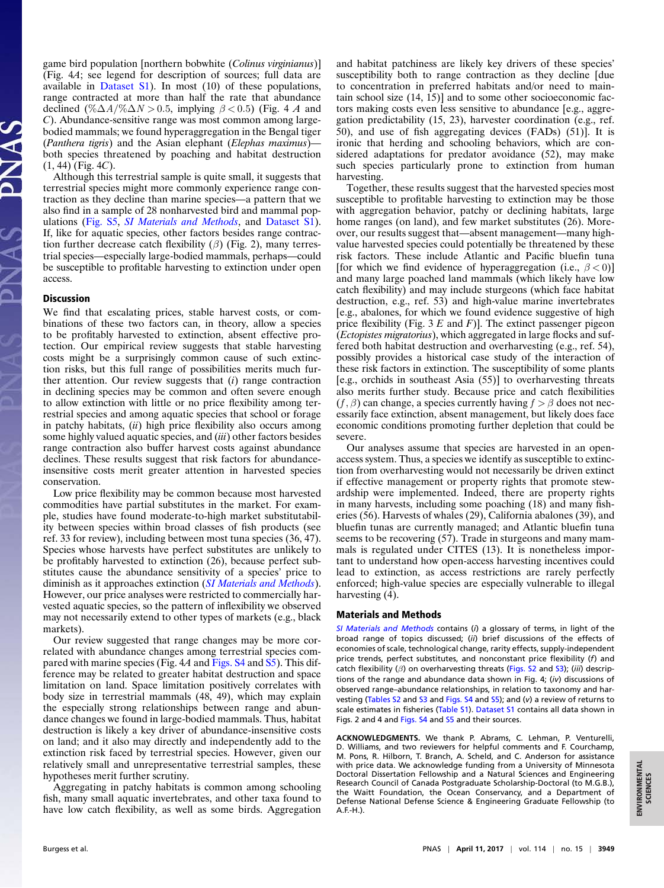game bird population [northern bobwhite (*Colinus virginianus*)] (Fig. 4*A*; see legend for description of sources; full data are available in Dataset S1). In most (10) of these populations, range contracted at more than half the rate that abundance declined ($\%\Delta A/\%\Delta N > 0.5$, implying $\beta < 0.5$) (Fig. 4 *A* and *C*). Abundance-sensitive range was most common among large-bodied mammals; we found hyperaggregation in the Bengal tiger (*Panthera tigris*) and the Asian elephant (*Elephas maximus*)—both species threatened by poaching and habitat destruction (1, 44) (Fig. 4*C*).

Although this terrestrial sample is quite small, it suggests that terrestrial species might more commonly experience range contraction as they decline than marine species—a pattern that we also find in a sample of 28 nonharvested bird and mammal populations (Fig. S5, *SI Materials and Methods*, and Dataset S1). If, like for aquatic species, other factors besides range contraction further decrease catch flexibility ($\beta$) (Fig. 2), many terrestrial species—especially large-bodied mammals, perhaps—could be susceptible to profitable harvesting to extinction under open access.

## Discussion

We find that escalating prices, stable harvest costs, or combinations of these two factors can, in theory, allow a species to be profitably harvested to extinction, absent effective protection. Our empirical review suggests that stable harvesting costs might be a surprisingly common cause of such extinction risks, but this full range of possibilities merits much further attention. Our review suggests that (*i*) range contraction in declining species may be common and often severe enough to allow extinction with little or no price flexibility among terrestrial species and among aquatic species that school or forage in patchy habitats, (*ii*) high price flexibility also occurs among some highly valued aquatic species, and (*iii*) other factors besides range contraction also buffer harvest costs against abundance declines. These results suggest that risk factors for abundance-insensitive costs merit greater attention in harvested species conservation.

Low price flexibility may be common because most harvested commodities have partial substitutes in the market. For example, studies have found moderate-to-high market substitutability between species within broad classes of fish products (see ref. 33 for review), including between most tuna species (36, 47). Species whose harvests have perfect substitutes are unlikely to be profitably harvested to extinction (26), because perfect substitutes cause the abundance sensitivity of a species' price to diminish as it approaches extinction (*SI Materials and Methods*). However, our price analyses were restricted to commercially harvested aquatic species, so the pattern of inflexibility we observed may not necessarily extend to other types of markets (e.g., black markets).

Our review suggested that range changes may be more correlated with abundance changes among terrestrial species compared with marine species (Fig. 4*A* and Figs. S4 and S5). This difference may be related to greater habitat destruction and space limitation on land. Space limitation positively correlates with body size in terrestrial mammals (48, 49), which may explain the especially strong relationships between range and abundance changes we found in large-bodied mammals. Thus, habitat destruction is likely a key driver of abundance-insensitive costs on land; and it also may directly and independently add to the extinction risk faced by terrestrial species. However, given our relatively small and unrepresentative terrestrial samples, these hypotheses merit further scrutiny.

Aggregating in patchy habitats is common among schooling fish, many small aquatic invertebrates, and other taxa found to have low catch flexibility, as well as some birds. Aggregation and habitat patchiness are likely key drivers of these species' susceptibility both to range contraction as they decline [due to concentration in preferred habitats and/or need to maintain school size (14, 15)] and to some other socioeconomic factors making costs even less sensitive to abundance [e.g., aggregation predictability (15, 23), harvester coordination (e.g., ref. 50), and use of fish aggregating devices (FADs) (51)]. It is ironic that herding and schooling behaviors, which are considered adaptations for predator avoidance (52), may make such species particularly prone to extinction from human harvesting.

Together, these results suggest that the harvested species most susceptible to profitable harvesting to extinction may be those with aggregation behavior, patchy or declining habitats, large home ranges (on land), and few market substitutes (26). Moreover, our results suggest that—absent management—many high-value harvested species could potentially be threatened by these risk factors. These include Atlantic and Pacific bluefin tuna [for which we find evidence of hyperaggregation (i.e., $\beta < 0$)] and many large poached land mammals (which likely have low catch flexibility) and may include sturgeons (which face habitat destruction, e.g., ref. 53) and high-value marine invertebrates [e.g., abalones, for which we found evidence suggestive of high price flexibility (Fig. 3 *E* and *F*)]. The extinct passenger pigeon (*Ectopistes migratorius*), which aggregated in large flocks and suffered both habitat destruction and overharvesting (e.g., ref. 54), possibly provides a historical case study of the interaction of these risk factors in extinction. The susceptibility of some plants [e.g., orchids in southeast Asia (55)] to overharvesting threats also merits further study. Because price and catch flexibilities ($f$, $\beta$) can change, a species currently having $f > \beta$ does not necessarily face extinction, absent management, but likely does face economic conditions promoting further depletion that could be severe.

Our analyses assume that species are harvested in an open-access system. Thus, a species we identify as susceptible to extinction from overharvesting would not necessarily be driven extinct if effective management or property rights that promote stewardship were implemented. Indeed, there are property rights in many harvests, including some poaching (18) and many fisheries (56). Harvests of whales (29), California abalones (39), and bluefin tunas are currently managed; and Atlantic bluefin tuna seems to be recovering (57). Trade in sturgeons and many mammals is regulated under CITES (13). It is nonetheless important to understand how open-access harvesting incentives could lead to extinction, as access restrictions are rarely perfectly enforced; high-value species are especially vulnerable to illegal harvesting (4).

## Materials and Methods

*SI Materials and Methods* contains (*i*) a glossary of terms, in light of the broad range of topics discussed; (*ii*) brief discussions of the effects of economies of scale, technological change, rarity effects, supply-independent price trends, perfect substitutes, and nonconstant price flexibility ($f$) and catch flexibility ($\beta$) on overharvesting threats (Figs. S2 and S3); (*iii*) descriptions of the range and abundance data shown in Fig. 4; (*iv*) discussions of observed range–abundance relationships, in relation to taxonomy and harvesting (Tables S2 and S3 and Figs. S4 and S5); and (*v*) a review of returns to scale estimates in fisheries (Table S1). Dataset S1 contains all data shown in Figs. 2 and 4 and Figs. S4 and S5 and their sources.

**ACKNOWLEDGMENTS.** We thank P. Abrams, C. Lehman, P. Venturelli, D. Williams, and two reviewers for helpful comments and F. Courchamp, M. Pons, R. Hilborn, T. Branch, A. Scheld, and C. Anderson for assistance with price data. We acknowledge funding from a University of Minnesota Doctoral Dissertation Fellowship and a Natural Sciences and Engineering Research Council of Canada Postgraduate Scholarship-Doctoral (to M.G.B.), the Waitt Foundation, the Ocean Conservancy, and a Department of Defense National Defense Science & Engineering Graduate Fellowship (to A.F.-H.).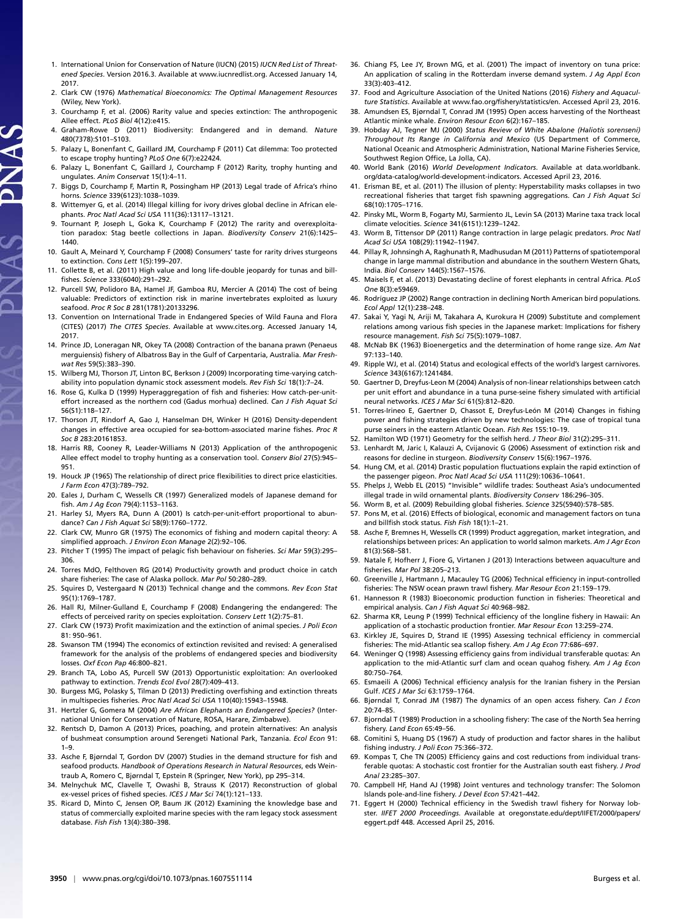1. International Union for Conservation of Nature (IUCN) (2015) *IUCN Red List of Threatened Species*. Version 2016.3. Available at www.iucnredlist.org. Accessed January 14, 2017.
2. Clark CW (1976) *Mathematical Bioeconomics: The Optimal Management Resources* (Wiley, New York).
3. Courchamp F, et al. (2006) Rarity value and species extinction: The anthropogenic Allee effect. *PLoS Biol* 4(12):e415.
4. Graham-Rowe D (2011) Biodiversity: Endangered and in demand. *Nature* 480(7378):S101–S103.
5. Palazy L, Bonenfant C, Gaillard JM, Courchamp F (2011) Cat dilemma: Too protected to escape trophy hunting? *PLoS One* 6(7):e22424.
6. Palazy L, Bonenfant C, Gaillard J, Courchamp F (2012) Rarity, trophy hunting and ungulates. *Anim Conservat* 15(1):4–11.
7. Biggs D, Courchamp F, Martin R, Possingham HP (2013) Legal trade of Africa's rhino horns. *Science* 339(6123):1038–1039.
8. Wittemyer G, et al. (2014) Illegal killing for ivory drives global decline in African elephants. *Proc Natl Acad Sci USA* 111(36):13117–13121.
9. Tournant P, Joseph L, Goka K, Courchamp F (2012) The rarity and overexploitation paradox: Stag beetle collections in Japan. *Biodiversity Conserv* 21(6):1425–1440.
10. Gault A, Meinard Y, Courchamp F (2008) Consumers' taste for rarity drives sturgeons to extinction. *Cons Lett* 1(5):199–207.
11. Collette B, et al. (2011) High value and long life-double jeopardy for tunas and billfishes. *Science* 333(6040):291–292.
12. Purcell SW, Polidoro BA, Hamel JF, Gamboa RU, Mercier A (2014) The cost of being valuable: Predictors of extinction risk in marine invertebrates exploited as luxury seafood. *Proc R Soc B* 281(1781):20133296.
13. Convention on International Trade in Endangered Species of Wild Fauna and Flora (CITES) (2017) *The CITES Species*. Available at www.cites.org. Accessed January 14, 2017.
14. Prince JD, Loneragan NR, Okey TA (2008) Contraction of the banana prawn (Penaeus merguiensis) fishery of Albatross Bay in the Gulf of Carpentaria, Australia. *Mar Freshwat Res* 59(5):383–390.
15. Wilberg MJ, Thorson JT, Linton BC, Berkson J (2009) Incorporating time-varying catchability into population dynamic stock assessment models. *Rev Fish Sci* 18(1):7–24.
16. Rose G, Kulka D (1999) Hyperaggregation of fish and fisheries: How catch-per-unit-effort increased as the northern cod (Gadus morhua) declined. *Can J Fish Aquat Sci* 56(S1):118–127.
17. Thorson JT, Rindorf A, Gao J, Hanselman DH, Winker H (2016) Density-dependent changes in effective area occupied for sea-bottom-associated marine fishes. *Proc R Soc B* 283:20161853.
18. Harris RB, Cooney R, Leader-Williams N (2013) Application of the anthropogenic Allee effect model to trophy hunting as a conservation tool. *Conserv Biol* 27(5):945–951.
19. Houck JP (1965) The relationship of direct price flexibilities to direct price elasticities. *J Farm Econ* 47(3):789–792.
20. Eales J, Durham C, Wessells CR (1997) Generalized models of Japanese demand for fish. *Am J Ag Econ* 79(4):1153–1163.
21. Harley SJ, Myers RA, Dunn A (2001) Is catch-per-unit-effort proportional to abundance? *Can J Fish Aquat Sci* 58(9):1760–1772.
22. Clark CW, Munro GR (1975) The economics of fishing and modern capital theory: A simplified approach. *J Environ Econ Manage* 2(2):92–106.
23. Pitcher T (1995) The impact of pelagic fish behaviour on fisheries. *Sci Mar* 59(3):295–306.
24. Torres MdO, Felthoven RG (2014) Productivity growth and product choice in catch share fisheries: The case of Alaska pollock. *Mar Pol* 50:280–289.
25. Squires D, Vestergaard N (2013) Technical change and the commons. *Rev Econ Stat* 95(1):1769–1787.
26. Hall RJ, Milner-Gulland E, Courchamp F (2008) Endangering the endangered: The effects of perceived rarity on species exploitation. *Conserv Lett* 1(2):75–81.
27. Clark CW (1973) Profit maximization and the extinction of animal species. *J Poli Econ* 81: 950–961.
28. Swanson TM (1994) The economics of extinction revisited and revised: A generalised framework for the analysis of the problems of endangered species and biodiversity losses. *Oxf Econ Pap* 46:800–821.
29. Branch TA, Lobo AS, Purcell SW (2013) Opportunistic exploitation: An overlooked pathway to extinction. *Trends Ecol Evol* 28(7):409–413.
30. Burgess MG, Polasky S, Tilman D (2013) Predicting overfishing and extinction threats in multispecies fisheries. *Proc Natl Acad Sci USA* 110(40):15943–15948.
31. Hertzler G, Gomera M (2004) *Are African Elephants an Endangered Species?* (International Union for Conservation of Nature, ROSA, Harare, Zimbabwe).
32. Rentsch D, Damon A (2013) Prices, poaching, and protein alternatives: An analysis of bushmeat consumption around Serengeti National Park, Tanzania. *Ecol Econ* 91: 1–9.
33. Asche F, Bjørndal T, Gordon DV (2007) Studies in the demand structure for fish and seafood products. *Handbook of Operations Research in Natural Resources*, eds Weintraub A, Romero C, Bjørndal T, Epstein R (Springer, New York), pp 295–314.
34. Melnychuk MC, Clavelle T, Owashi B, Strauss K (2017) Reconstruction of global ex-vessel prices of fished species. *ICES J Mar Sci* 74(1):121–133.
35. Ricard D, Minto C, Jensen OP, Baum JK (2012) Examining the knowledge base and status of commercially exploited marine species with the ram legacy stock assessment database. *Fish Fish* 13(4):380–398.
36. Chiang FS, Lee JY, Brown MG, et al. (2001) The impact of inventory on tuna price: An application of scaling in the Rotterdam inverse demand system. *J Ag Appl Econ* 33(3):403–412.
37. Food and Agriculture Association of the United Nations (2016) *Fishery and Aquaculture Statistics*. Available at www.fao.org/fishery/statistics/en. Accessed April 23, 2016.
38. Amundsen ES, Bjørndal T, Conrad JM (1995) Open access harvesting of the Northeast Atlantic minke whale. *Environ Resour Econ* 6(2):167–185.
39. Hobday AJ, Tegner MJ (2000) *Status Review of White Abalone (Haliotis sorenseni) Throughout Its Range in California and Mexico* (US Department of Commerce, National Oceanic and Atmospheric Administration, National Marine Fisheries Service, Southwest Region Office, La Jolla, CA).
40. World Bank (2016) *World Development Indicators*. Available at data.worldbank.org/data-catalog/world-development-indicators. Accessed April 23, 2016.
41. Erisman BE, et al. (2011) The illusion of plenty: Hyperstability masks collapses in two recreational fisheries that target fish spawning aggregations. *Can J Fish Aquat Sci* 68(10):1705–1716.
42. Pinsky ML, Worm B, Fogarty MJ, Sarmiento JL, Levin SA (2013) Marine taxa track local climate velocities. *Science* 341(6151):1239–1242.
43. Worm B, Tittensor DP (2011) Range contraction in large pelagic predators. *Proc Natl Acad Sci USA* 108(29):11942–11947.
44. Pillay R, Johnsingh A, Raghunath R, Madhusudan M (2011) Patterns of spatiotemporal change in large mammal distribution and abundance in the southern Western Ghats, India. *Biol Conserv* 144(5):1567–1576.
45. Maisels F, et al. (2013) Devastating decline of forest elephants in central Africa. *PLoS One* 8(3):e59469.
46. Rodríguez JP (2002) Range contraction in declining North American bird populations. *Ecol Appl* 12(1):238–248.
47. Sakai Y, Yagi N, Ariji M, Takahara A, Kurokura H (2009) Substitute and complement relations among various fish species in the Japanese market: Implications for fishery resource management. *Fish Sci* 75(5):1079–1087.
48. McNab BK (1963) Bioenergetics and the determination of home range size. *Am Nat* 97:133–140.
49. Ripple WJ, et al. (2014) Status and ecological effects of the world's largest carnivores. *Science* 343(6167):1241484.
50. Gaertner D, Dreyfus-Leon M (2004) Analysis of non-linear relationships between catch per unit effort and abundance in a tuna purse-seine fishery simulated with artificial neural networks. *ICES J Mar Sci* 61(5):812–820.
51. Torres-Irineo E, Gaertner D, Chassot E, Dreyfus-León M (2014) Changes in fishing power and fishing strategies driven by new technologies: The case of tropical tuna purse seiners in the eastern Atlantic Ocean. *Fish Res* 155:10–19.
52. Hamilton WD (1971) Geometry for the selfish herd. *J Theor Biol* 31(2):295–311.
53. Lenhardt M, Jaric I, Kalauzi A, Cvijanovic G (2006) Assessment of extinction risk and reasons for decline in sturgeon. *Biodiversity Conserv* 15(6):1967–1976.
54. Hung CM, et al. (2014) Drastic population fluctuations explain the rapid extinction of the passenger pigeon. *Proc Natl Acad Sci USA* 111(29):10636–10641.
55. Phelps J, Webb EL (2015) "Invisible" wildlife trades: Southeast Asia's undocumented illegal trade in wild ornamental plants. *Biodiversity Conserv* 186:296–305.
56. Worm B, et al. (2009) Rebuilding global fisheries. *Science* 325(5940):578–585.
57. Pons M, et al. (2016) Effects of biological, economic and management factors on tuna and billfish stock status. *Fish Fish* 18(1):1–21.
58. Asche F, Bremnes H, Wessells CR (1999) Product aggregation, market integration, and relationships between prices: An application to world salmon markets. *Am J Agr Econ* 81(3):568–581.
59. Natale F, Hofherr J, Fiore G, Virtanen J (2013) Interactions between aquaculture and fisheries. *Mar Pol* 38:205–213.
60. Greenville J, Hartmann J, Macauley TG (2006) Technical efficiency in input-controlled fisheries: The NSW ocean prawn trawl fishery. *Mar Resour Econ* 21:159–179.
61. Hannesson R (1983) Bioeconomic production function in fisheries: Theoretical and empirical analysis. *Can J Fish Aquat Sci* 40:968–982.
62. Sharma KR, Leung P (1999) Technical efficiency of the longline fishery in Hawaii: An application of a stochastic production frontier. *Mar Resour Econ* 13:259–274.
63. Kirkley JE, Squires D, Strand IE (1995) Assessing technical efficiency in commercial fisheries: The mid-Atlantic sea scallop fishery. *Am J Ag Econ* 77:686–697.
64. Weninger Q (1998) Assessing efficiency gains from individual transferable quotas: An application to the mid-Atlantic surf clam and ocean quahog fishery. *Am J Ag Econ* 80:750–764.
65. Esmaeili A (2006) Technical efficiency analysis for the Iranian fishery in the Persian Gulf. *ICES J Mar Sci* 63:1759–1764.
66. Bjørndal T, Conrad JM (1987) The dynamics of an open access fishery. *Can J Econ* 20:74–85.
67. Bjorndal T (1989) Production in a schooling fishery: The case of the North Sea herring fishery. *Land Econ* 65:49–56.
68. Comitini S, Huang DS (1967) A study of production and factor shares in the halibut fishing industry. *J Poli Econ* 75:366–372.
69. Kompas T, Che TN (2005) Efficiency gains and cost reductions from individual transferable quotas: A stochastic cost frontier for the Australian south east fishery. *J Prod Anal* 23:285–307.
70. Campbell HF, Hand AJ (1998) Joint ventures and technology transfer: The Solomon Islands pole-and-line fishery. *J Devel Econ* 57:421–442.
71. Eggert H (2000) Technical efficiency in the Swedish trawl fishery for Norway lobster. *IIFET 2000 Proceedings*. Available at oregonstate.edu/dept/IIFET/2000/papers/eggert.pdf 448. Accessed April 25, 2016.